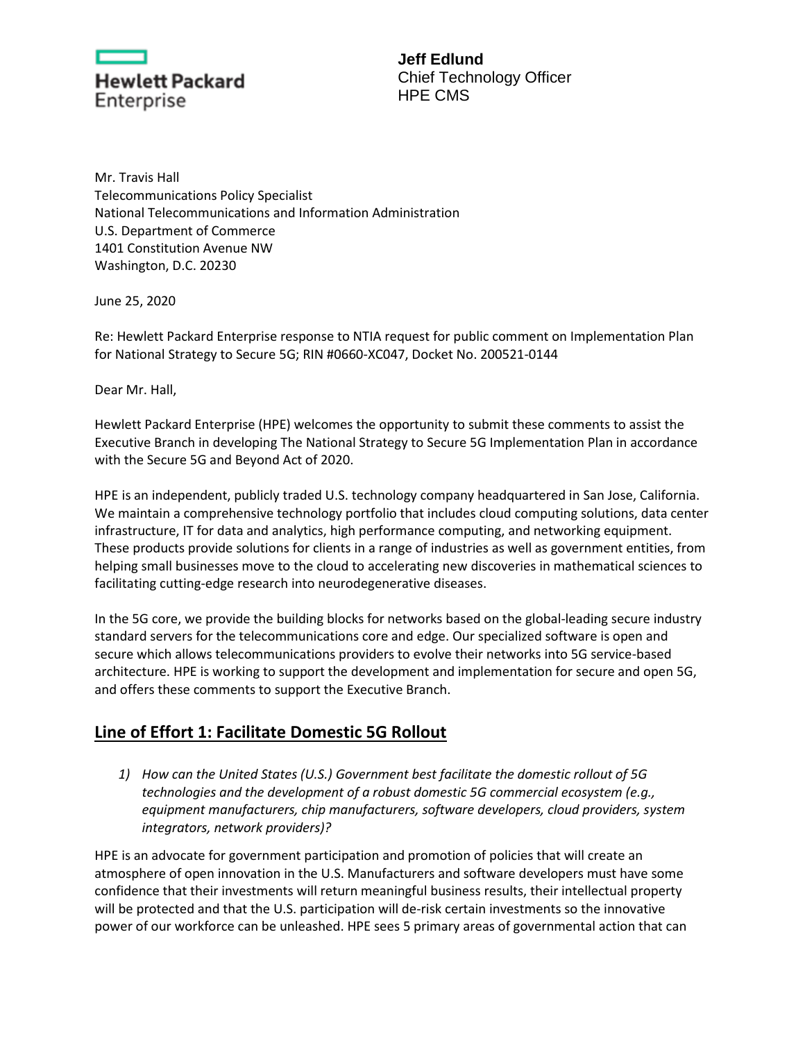Hewlett Packard Enterprise

**Jeff Edlund**
Chief Technology Officer
HPE CMS

Mr. Travis Hall
Telecommunications Policy Specialist
National Telecommunications and Information Administration
U.S. Department of Commerce
1401 Constitution Avenue NW
Washington, D.C. 20230

June 25, 2020

Re: Hewlett Packard Enterprise response to NTIA request for public comment on Implementation Plan for National Strategy to Secure 5G; RIN #0660-XC047, Docket No. 200521-0144

Dear Mr. Hall,

Hewlett Packard Enterprise (HPE) welcomes the opportunity to submit these comments to assist the Executive Branch in developing The National Strategy to Secure 5G Implementation Plan in accordance with the Secure 5G and Beyond Act of 2020.

HPE is an independent, publicly traded U.S. technology company headquartered in San Jose, California. We maintain a comprehensive technology portfolio that includes cloud computing solutions, data center infrastructure, IT for data and analytics, high performance computing, and networking equipment. These products provide solutions for clients in a range of industries as well as government entities, from helping small businesses move to the cloud to accelerating new discoveries in mathematical sciences to facilitating cutting-edge research into neurodegenerative diseases.

In the 5G core, we provide the building blocks for networks based on the global-leading secure industry standard servers for the telecommunications core and edge. Our specialized software is open and secure which allows telecommunications providers to evolve their networks into 5G service-based architecture. HPE is working to support the development and implementation for secure and open 5G, and offers these comments to support the Executive Branch.

## Line of Effort 1: Facilitate Domestic 5G Rollout

1) *How can the United States (U.S.) Government best facilitate the domestic rollout of 5G technologies and the development of a robust domestic 5G commercial ecosystem (e.g., equipment manufacturers, chip manufacturers, software developers, cloud providers, system integrators, network providers)?*

HPE is an advocate for government participation and promotion of policies that will create an atmosphere of open innovation in the U.S. Manufacturers and software developers must have some confidence that their investments will return meaningful business results, their intellectual property will be protected and that the U.S. participation will de-risk certain investments so the innovative power of our workforce can be unleashed. HPE sees 5 primary areas of governmental action that can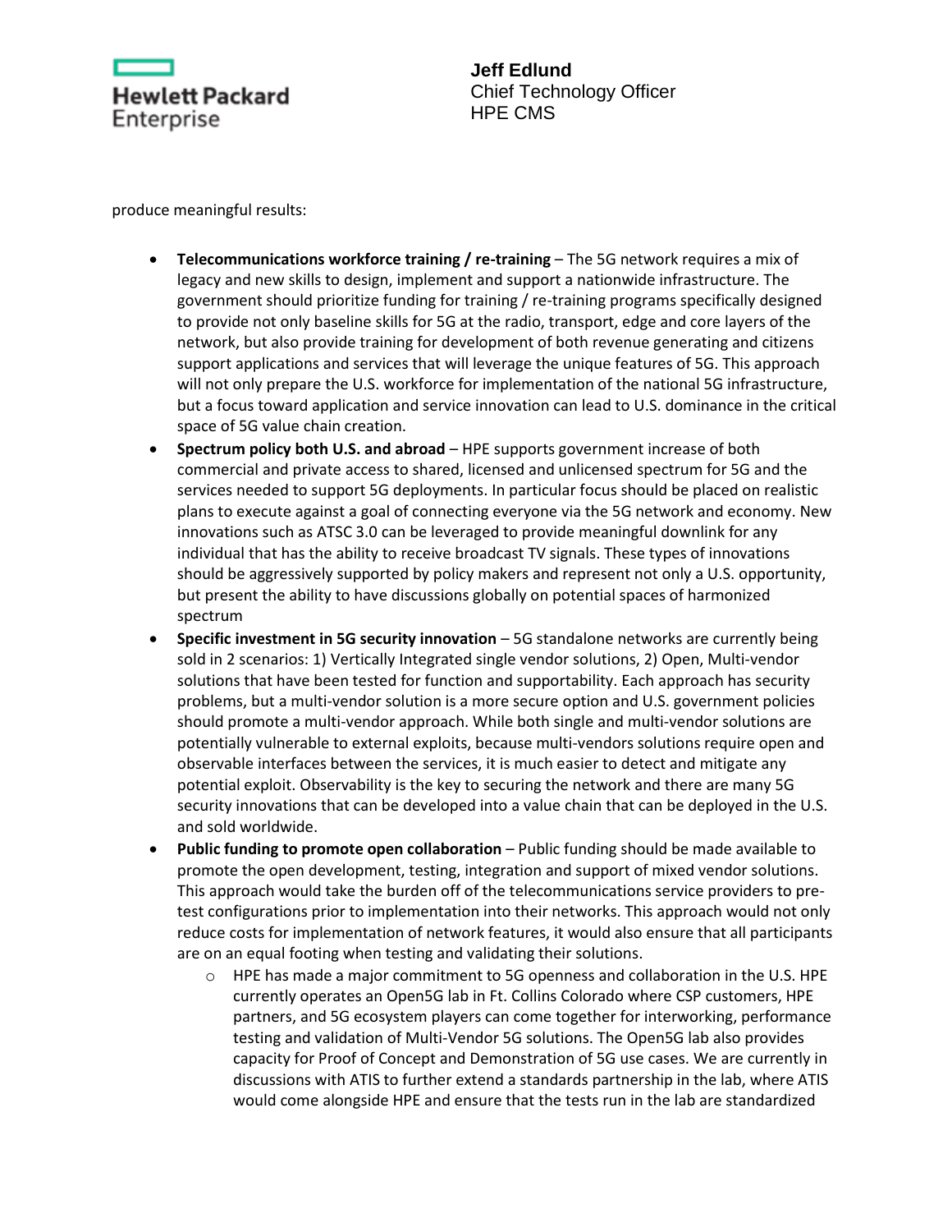produce meaningful results:

- **Telecommunications workforce training / re-training** – The 5G network requires a mix of legacy and new skills to design, implement and support a nationwide infrastructure. The government should prioritize funding for training / re-training programs specifically designed to provide not only baseline skills for 5G at the radio, transport, edge and core layers of the network, but also provide training for development of both revenue generating and citizens support applications and services that will leverage the unique features of 5G. This approach will not only prepare the U.S. workforce for implementation of the national 5G infrastructure, but a focus toward application and service innovation can lead to U.S. dominance in the critical space of 5G value chain creation.
- **Spectrum policy both U.S. and abroad** – HPE supports government increase of both commercial and private access to shared, licensed and unlicensed spectrum for 5G and the services needed to support 5G deployments. In particular focus should be placed on realistic plans to execute against a goal of connecting everyone via the 5G network and economy. New innovations such as ATSC 3.0 can be leveraged to provide meaningful downlink for any individual that has the ability to receive broadcast TV signals. These types of innovations should be aggressively supported by policy makers and represent not only a U.S. opportunity, but present the ability to have discussions globally on potential spaces of harmonized spectrum
- **Specific investment in 5G security innovation** – 5G standalone networks are currently being sold in 2 scenarios: 1) Vertically Integrated single vendor solutions, 2) Open, Multi-vendor solutions that have been tested for function and supportability. Each approach has security problems, but a multi-vendor solution is a more secure option and U.S. government policies should promote a multi-vendor approach. While both single and multi-vendor solutions are potentially vulnerable to external exploits, because multi-vendors solutions require open and observable interfaces between the services, it is much easier to detect and mitigate any potential exploit. Observability is the key to securing the network and there are many 5G security innovations that can be developed into a value chain that can be deployed in the U.S. and sold worldwide.
- **Public funding to promote open collaboration** – Public funding should be made available to promote the open development, testing, integration and support of mixed vendor solutions. This approach would take the burden off of the telecommunications service providers to pre-test configurations prior to implementation into their networks. This approach would not only reduce costs for implementation of network features, it would also ensure that all participants are on an equal footing when testing and validating their solutions.
  - HPE has made a major commitment to 5G openness and collaboration in the U.S. HPE currently operates an Open5G lab in Ft. Collins Colorado where CSP customers, HPE partners, and 5G ecosystem players can come together for interworking, performance testing and validation of Multi-Vendor 5G solutions. The Open5G lab also provides capacity for Proof of Concept and Demonstration of 5G use cases. We are currently in discussions with ATIS to further extend a standards partnership in the lab, where ATIS would come alongside HPE and ensure that the tests run in the lab are standardized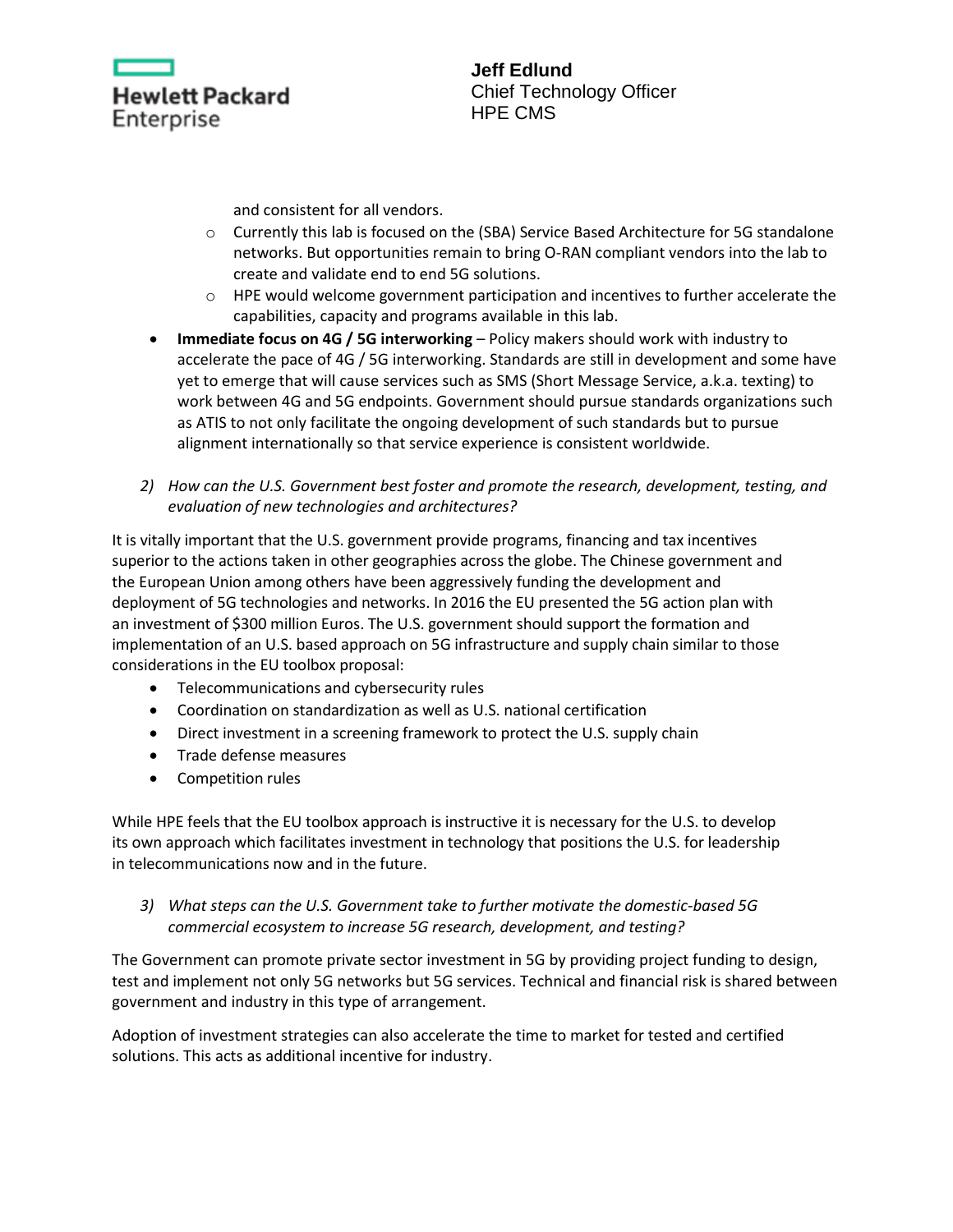and consistent for all vendors.

    - Currently this lab is focused on the (SBA) Service Based Architecture for 5G standalone networks. But opportunities remain to bring O-RAN compliant vendors into the lab to create and validate end to end 5G solutions.
    - HPE would welcome government participation and incentives to further accelerate the capabilities, capacity and programs available in this lab.

- **Immediate focus on 4G / 5G interworking** – Policy makers should work with industry to accelerate the pace of 4G / 5G interworking. Standards are still in development and some have yet to emerge that will cause services such as SMS (Short Message Service, a.k.a. texting) to work between 4G and 5G endpoints. Government should pursue standards organizations such as ATIS to not only facilitate the ongoing development of such standards but to pursue alignment internationally so that service experience is consistent worldwide.

2) *How can the U.S. Government best foster and promote the research, development, testing, and evaluation of new technologies and architectures?*

It is vitally important that the U.S. government provide programs, financing and tax incentives superior to the actions taken in other geographies across the globe. The Chinese government and the European Union among others have been aggressively funding the development and deployment of 5G technologies and networks. In 2016 the EU presented the 5G action plan with an investment of $300 million Euros. The U.S. government should support the formation and implementation of an U.S. based approach on 5G infrastructure and supply chain similar to those considerations in the EU toolbox proposal:

- Telecommunications and cybersecurity rules
- Coordination on standardization as well as U.S. national certification
- Direct investment in a screening framework to protect the U.S. supply chain
- Trade defense measures
- Competition rules

While HPE feels that the EU toolbox approach is instructive it is necessary for the U.S. to develop its own approach which facilitates investment in technology that positions the U.S. for leadership in telecommunications now and in the future.

3) *What steps can the U.S. Government take to further motivate the domestic-based 5G commercial ecosystem to increase 5G research, development, and testing?*

The Government can promote private sector investment in 5G by providing project funding to design, test and implement not only 5G networks but 5G services. Technical and financial risk is shared between government and industry in this type of arrangement.

Adoption of investment strategies can also accelerate the time to market for tested and certified solutions. This acts as additional incentive for industry.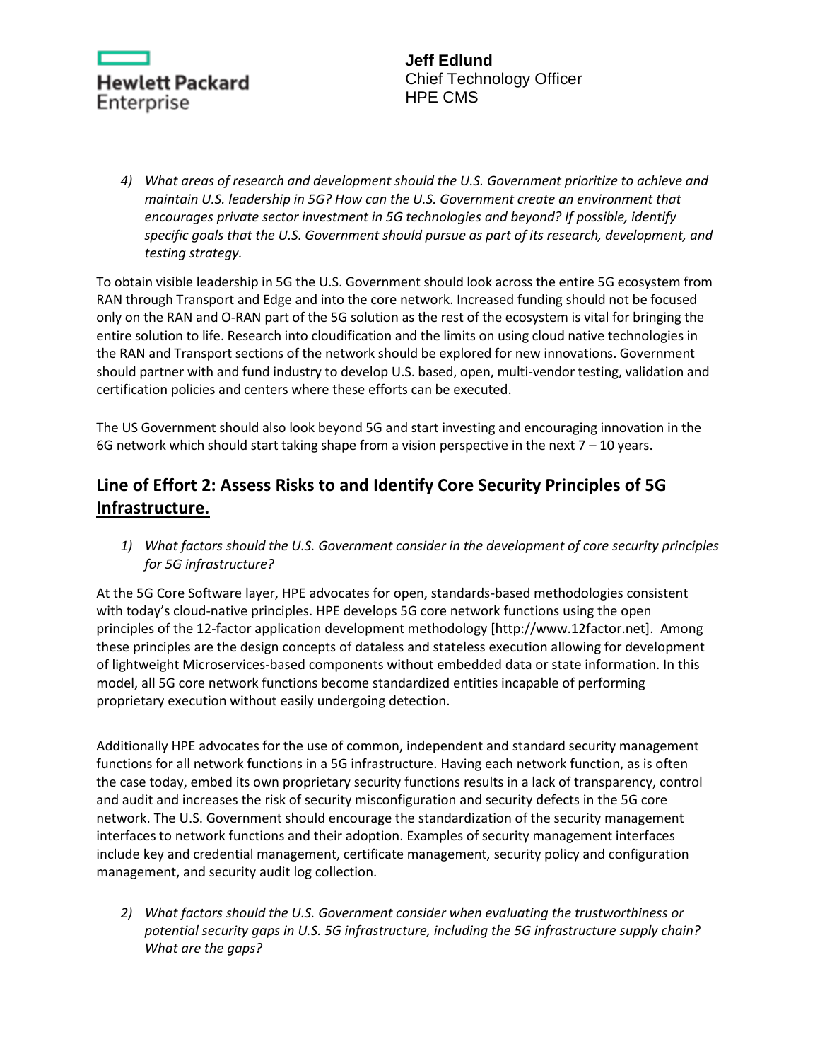4) *What areas of research and development should the U.S. Government prioritize to achieve and maintain U.S. leadership in 5G? How can the U.S. Government create an environment that encourages private sector investment in 5G technologies and beyond? If possible, identify specific goals that the U.S. Government should pursue as part of its research, development, and testing strategy.*

To obtain visible leadership in 5G the U.S. Government should look across the entire 5G ecosystem from RAN through Transport and Edge and into the core network. Increased funding should not be focused only on the RAN and O-RAN part of the 5G solution as the rest of the ecosystem is vital for bringing the entire solution to life. Research into cloudification and the limits on using cloud native technologies in the RAN and Transport sections of the network should be explored for new innovations. Government should partner with and fund industry to develop U.S. based, open, multi-vendor testing, validation and certification policies and centers where these efforts can be executed.

The US Government should also look beyond 5G and start investing and encouraging innovation in the 6G network which should start taking shape from a vision perspective in the next 7 – 10 years.

## Line of Effort 2: Assess Risks to and Identify Core Security Principles of 5G Infrastructure.

1) *What factors should the U.S. Government consider in the development of core security principles for 5G infrastructure?*

At the 5G Core Software layer, HPE advocates for open, standards-based methodologies consistent with today's cloud-native principles. HPE develops 5G core network functions using the open principles of the 12-factor application development methodology [http://www.12factor.net]. Among these principles are the design concepts of dataless and stateless execution allowing for development of lightweight Microservices-based components without embedded data or state information. In this model, all 5G core network functions become standardized entities incapable of performing proprietary execution without easily undergoing detection.

Additionally HPE advocates for the use of common, independent and standard security management functions for all network functions in a 5G infrastructure. Having each network function, as is often the case today, embed its own proprietary security functions results in a lack of transparency, control and audit and increases the risk of security misconfiguration and security defects in the 5G core network. The U.S. Government should encourage the standardization of the security management interfaces to network functions and their adoption. Examples of security management interfaces include key and credential management, certificate management, security policy and configuration management, and security audit log collection.

2) *What factors should the U.S. Government consider when evaluating the trustworthiness or potential security gaps in U.S. 5G infrastructure, including the 5G infrastructure supply chain? What are the gaps?*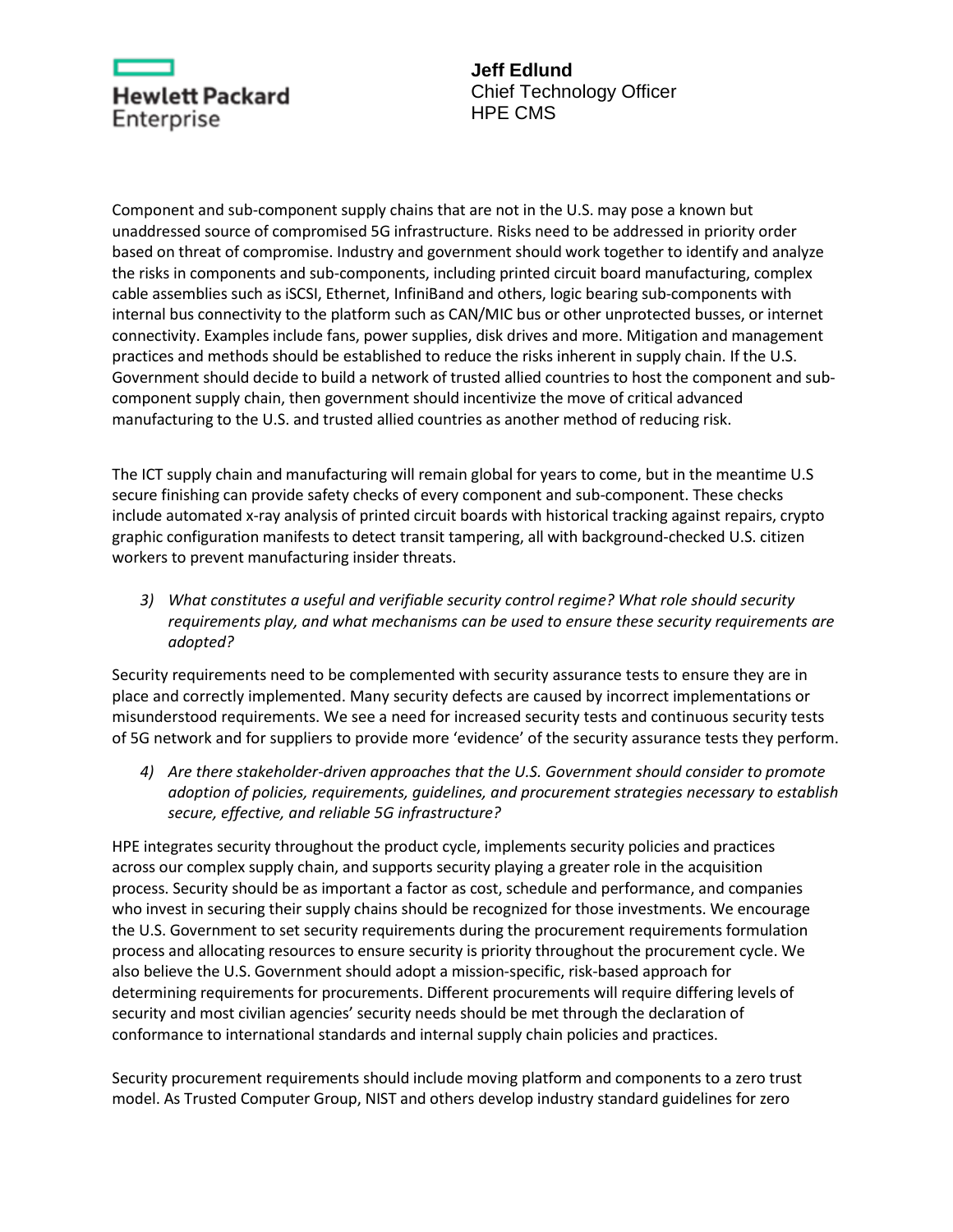Component and sub-component supply chains that are not in the U.S. may pose a known but unaddressed source of compromised 5G infrastructure. Risks need to be addressed in priority order based on threat of compromise. Industry and government should work together to identify and analyze the risks in components and sub-components, including printed circuit board manufacturing, complex cable assemblies such as iSCSI, Ethernet, InfiniBand and others, logic bearing sub-components with internal bus connectivity to the platform such as CAN/MIC bus or other unprotected busses, or internet connectivity. Examples include fans, power supplies, disk drives and more. Mitigation and management practices and methods should be established to reduce the risks inherent in supply chain. If the U.S. Government should decide to build a network of trusted allied countries to host the component and sub-component supply chain, then government should incentivize the move of critical advanced manufacturing to the U.S. and trusted allied countries as another method of reducing risk.

The ICT supply chain and manufacturing will remain global for years to come, but in the meantime U.S secure finishing can provide safety checks of every component and sub-component. These checks include automated x-ray analysis of printed circuit boards with historical tracking against repairs, crypto graphic configuration manifests to detect transit tampering, all with background-checked U.S. citizen workers to prevent manufacturing insider threats.

3) *What constitutes a useful and verifiable security control regime? What role should security requirements play, and what mechanisms can be used to ensure these security requirements are adopted?*

Security requirements need to be complemented with security assurance tests to ensure they are in place and correctly implemented. Many security defects are caused by incorrect implementations or misunderstood requirements. We see a need for increased security tests and continuous security tests of 5G network and for suppliers to provide more 'evidence' of the security assurance tests they perform.

4) *Are there stakeholder-driven approaches that the U.S. Government should consider to promote adoption of policies, requirements, guidelines, and procurement strategies necessary to establish secure, effective, and reliable 5G infrastructure?*

HPE integrates security throughout the product cycle, implements security policies and practices across our complex supply chain, and supports security playing a greater role in the acquisition process. Security should be as important a factor as cost, schedule and performance, and companies who invest in securing their supply chains should be recognized for those investments. We encourage the U.S. Government to set security requirements during the procurement requirements formulation process and allocating resources to ensure security is priority throughout the procurement cycle. We also believe the U.S. Government should adopt a mission-specific, risk-based approach for determining requirements for procurements. Different procurements will require differing levels of security and most civilian agencies' security needs should be met through the declaration of conformance to international standards and internal supply chain policies and practices.

Security procurement requirements should include moving platform and components to a zero trust model. As Trusted Computer Group, NIST and others develop industry standard guidelines for zero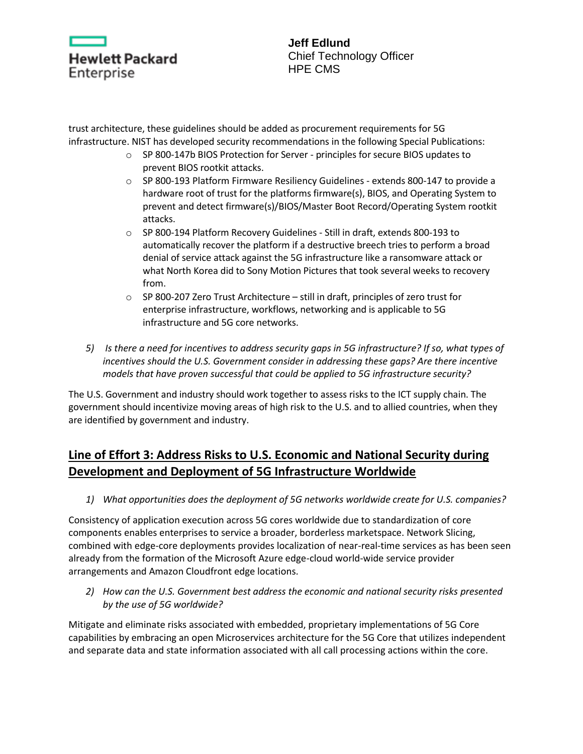trust architecture, these guidelines should be added as procurement requirements for 5G infrastructure. NIST has developed security recommendations in the following Special Publications:

- SP 800-147b BIOS Protection for Server - principles for secure BIOS updates to prevent BIOS rootkit attacks.
- SP 800-193 Platform Firmware Resiliency Guidelines - extends 800-147 to provide a hardware root of trust for the platforms firmware(s), BIOS, and Operating System to prevent and detect firmware(s)/BIOS/Master Boot Record/Operating System rootkit attacks.
- SP 800-194 Platform Recovery Guidelines - Still in draft, extends 800-193 to automatically recover the platform if a destructive breech tries to perform a broad denial of service attack against the 5G infrastructure like a ransomware attack or what North Korea did to Sony Motion Pictures that took several weeks to recovery from.
- SP 800-207 Zero Trust Architecture – still in draft, principles of zero trust for enterprise infrastructure, workflows, networking and is applicable to 5G infrastructure and 5G core networks.

5) *Is there a need for incentives to address security gaps in 5G infrastructure? If so, what types of incentives should the U.S. Government consider in addressing these gaps? Are there incentive models that have proven successful that could be applied to 5G infrastructure security?*

The U.S. Government and industry should work together to assess risks to the ICT supply chain. The government should incentivize moving areas of high risk to the U.S. and to allied countries, when they are identified by government and industry.

## Line of Effort 3: Address Risks to U.S. Economic and National Security during Development and Deployment of 5G Infrastructure Worldwide

1) *What opportunities does the deployment of 5G networks worldwide create for U.S. companies?*

Consistency of application execution across 5G cores worldwide due to standardization of core components enables enterprises to service a broader, borderless marketspace. Network Slicing, combined with edge-core deployments provides localization of near-real-time services as has been seen already from the formation of the Microsoft Azure edge-cloud world-wide service provider arrangements and Amazon Cloudfront edge locations.

2) *How can the U.S. Government best address the economic and national security risks presented by the use of 5G worldwide?*

Mitigate and eliminate risks associated with embedded, proprietary implementations of 5G Core capabilities by embracing an open Microservices architecture for the 5G Core that utilizes independent and separate data and state information associated with all call processing actions within the core.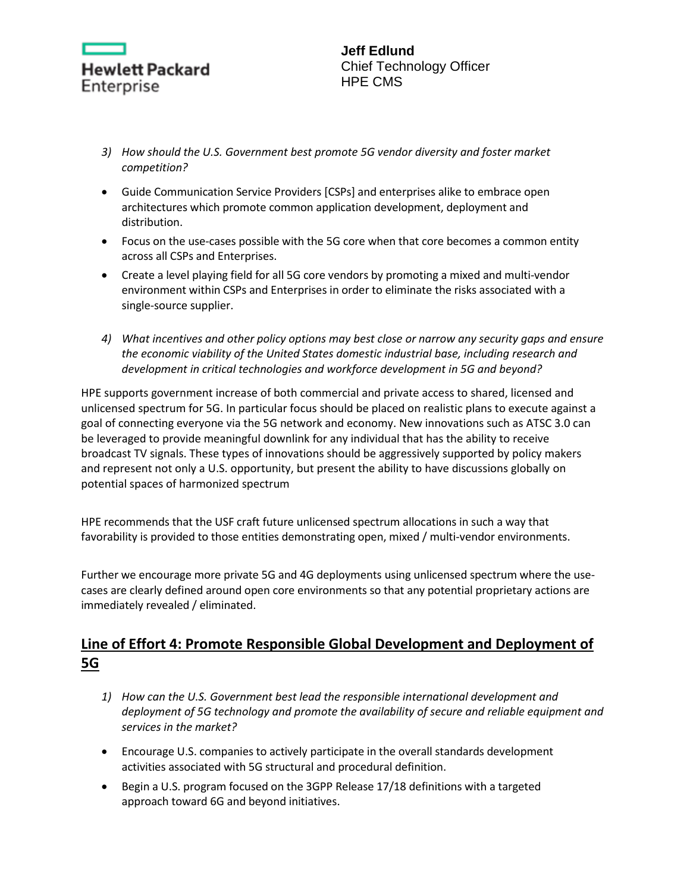3) *How should the U.S. Government best promote 5G vendor diversity and foster market competition?*

- Guide Communication Service Providers [CSPs] and enterprises alike to embrace open architectures which promote common application development, deployment and distribution.
- Focus on the use-cases possible with the 5G core when that core becomes a common entity across all CSPs and Enterprises.
- Create a level playing field for all 5G core vendors by promoting a mixed and multi-vendor environment within CSPs and Enterprises in order to eliminate the risks associated with a single-source supplier.

4) *What incentives and other policy options may best close or narrow any security gaps and ensure the economic viability of the United States domestic industrial base, including research and development in critical technologies and workforce development in 5G and beyond?*

HPE supports government increase of both commercial and private access to shared, licensed and unlicensed spectrum for 5G. In particular focus should be placed on realistic plans to execute against a goal of connecting everyone via the 5G network and economy. New innovations such as ATSC 3.0 can be leveraged to provide meaningful downlink for any individual that has the ability to receive broadcast TV signals. These types of innovations should be aggressively supported by policy makers and represent not only a U.S. opportunity, but present the ability to have discussions globally on potential spaces of harmonized spectrum

HPE recommends that the USF craft future unlicensed spectrum allocations in such a way that favorability is provided to those entities demonstrating open, mixed / multi-vendor environments.

Further we encourage more private 5G and 4G deployments using unlicensed spectrum where the use-cases are clearly defined around open core environments so that any potential proprietary actions are immediately revealed / eliminated.

## Line of Effort 4: Promote Responsible Global Development and Deployment of 5G

1) *How can the U.S. Government best lead the responsible international development and deployment of 5G technology and promote the availability of secure and reliable equipment and services in the market?*

- Encourage U.S. companies to actively participate in the overall standards development activities associated with 5G structural and procedural definition.
- Begin a U.S. program focused on the 3GPP Release 17/18 definitions with a targeted approach toward 6G and beyond initiatives.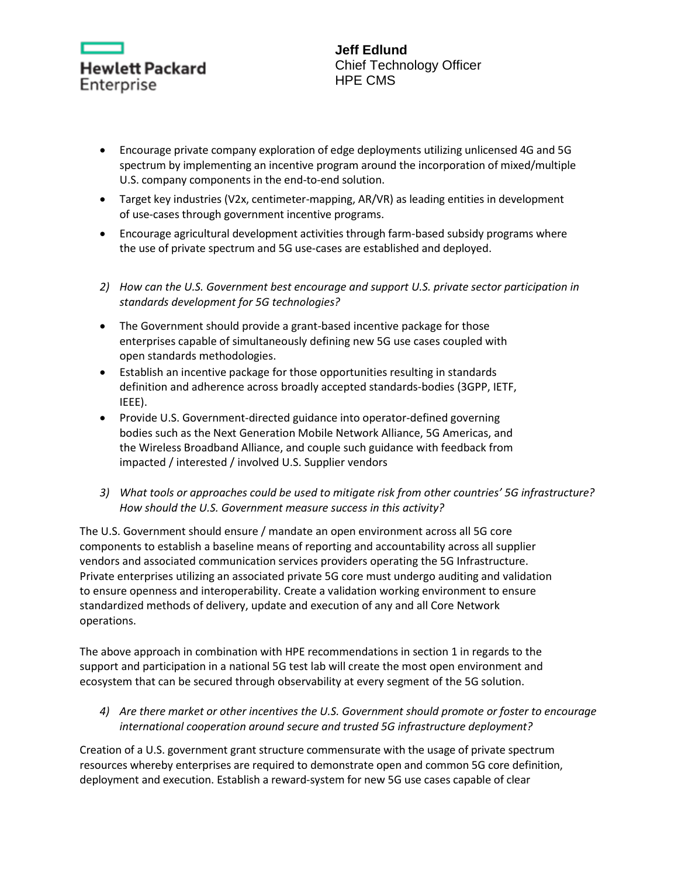- Encourage private company exploration of edge deployments utilizing unlicensed 4G and 5G spectrum by implementing an incentive program around the incorporation of mixed/multiple U.S. company components in the end-to-end solution.
- Target key industries (V2x, centimeter-mapping, AR/VR) as leading entities in development of use-cases through government incentive programs.
- Encourage agricultural development activities through farm-based subsidy programs where the use of private spectrum and 5G use-cases are established and deployed.

2) *How can the U.S. Government best encourage and support U.S. private sector participation in standards development for 5G technologies?*

- The Government should provide a grant-based incentive package for those enterprises capable of simultaneously defining new 5G use cases coupled with open standards methodologies.
- Establish an incentive package for those opportunities resulting in standards definition and adherence across broadly accepted standards-bodies (3GPP, IETF, IEEE).
- Provide U.S. Government-directed guidance into operator-defined governing bodies such as the Next Generation Mobile Network Alliance, 5G Americas, and the Wireless Broadband Alliance, and couple such guidance with feedback from impacted / interested / involved U.S. Supplier vendors

3) *What tools or approaches could be used to mitigate risk from other countries' 5G infrastructure? How should the U.S. Government measure success in this activity?*

The U.S. Government should ensure / mandate an open environment across all 5G core components to establish a baseline means of reporting and accountability across all supplier vendors and associated communication services providers operating the 5G Infrastructure. Private enterprises utilizing an associated private 5G core must undergo auditing and validation to ensure openness and interoperability. Create a validation working environment to ensure standardized methods of delivery, update and execution of any and all Core Network operations.

The above approach in combination with HPE recommendations in section 1 in regards to the support and participation in a national 5G test lab will create the most open environment and ecosystem that can be secured through observability at every segment of the 5G solution.

4) *Are there market or other incentives the U.S. Government should promote or foster to encourage international cooperation around secure and trusted 5G infrastructure deployment?*

Creation of a U.S. government grant structure commensurate with the usage of private spectrum resources whereby enterprises are required to demonstrate open and common 5G core definition, deployment and execution. Establish a reward-system for new 5G use cases capable of clear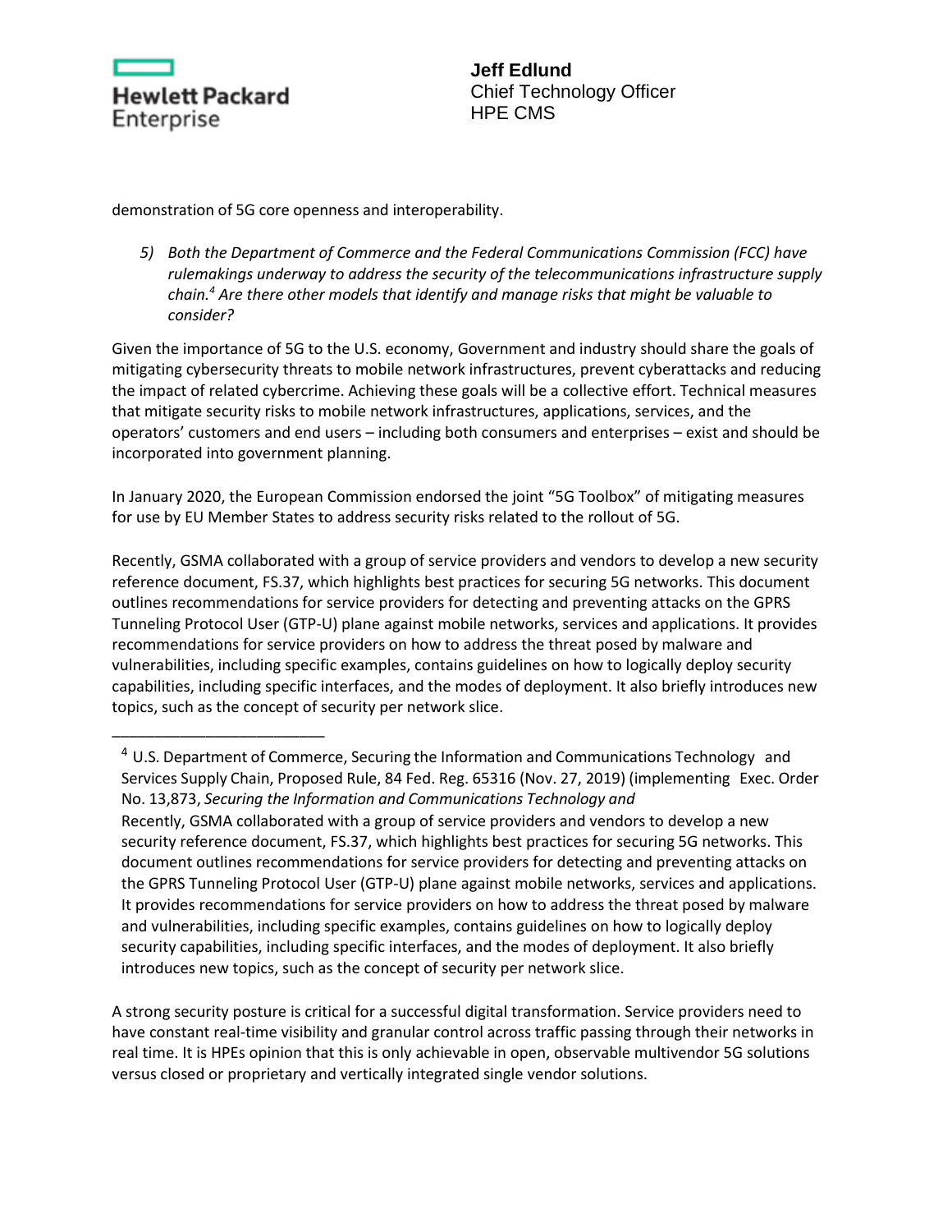demonstration of 5G core openness and interoperability.

5) *Both the Department of Commerce and the Federal Communications Commission (FCC) have rulemakings underway to address the security of the telecommunications infrastructure supply chain.[4] Are there other models that identify and manage risks that might be valuable to consider?*

Given the importance of 5G to the U.S. economy, Government and industry should share the goals of mitigating cybersecurity threats to mobile network infrastructures, prevent cyberattacks and reducing the impact of related cybercrime. Achieving these goals will be a collective effort. Technical measures that mitigate security risks to mobile network infrastructures, applications, services, and the operators' customers and end users – including both consumers and enterprises – exist and should be incorporated into government planning.

In January 2020, the European Commission endorsed the joint "5G Toolbox" of mitigating measures for use by EU Member States to address security risks related to the rollout of 5G.

Recently, GSMA collaborated with a group of service providers and vendors to develop a new security reference document, FS.37, which highlights best practices for securing 5G networks. This document outlines recommendations for service providers for detecting and preventing attacks on the GPRS Tunneling Protocol User (GTP-U) plane against mobile networks, services and applications. It provides recommendations for service providers on how to address the threat posed by malware and vulnerabilities, including specific examples, contains guidelines on how to logically deploy security capabilities, including specific interfaces, and the modes of deployment. It also briefly introduces new topics, such as the concept of security per network slice.

---

[4] U.S. Department of Commerce, Securing the Information and Communications Technology and Services Supply Chain, Proposed Rule, 84 Fed. Reg. 65316 (Nov. 27, 2019) (implementing Exec. Order No. 13,873, *Securing the Information and Communications Technology and*
Recently, GSMA collaborated with a group of service providers and vendors to develop a new security reference document, FS.37, which highlights best practices for securing 5G networks. This document outlines recommendations for service providers for detecting and preventing attacks on the GPRS Tunneling Protocol User (GTP-U) plane against mobile networks, services and applications. It provides recommendations for service providers on how to address the threat posed by malware and vulnerabilities, including specific examples, contains guidelines on how to logically deploy security capabilities, including specific interfaces, and the modes of deployment. It also briefly introduces new topics, such as the concept of security per network slice.

A strong security posture is critical for a successful digital transformation. Service providers need to have constant real-time visibility and granular control across traffic passing through their networks in real time. It is HPEs opinion that this is only achievable in open, observable multivendor 5G solutions versus closed or proprietary and vertically integrated single vendor solutions.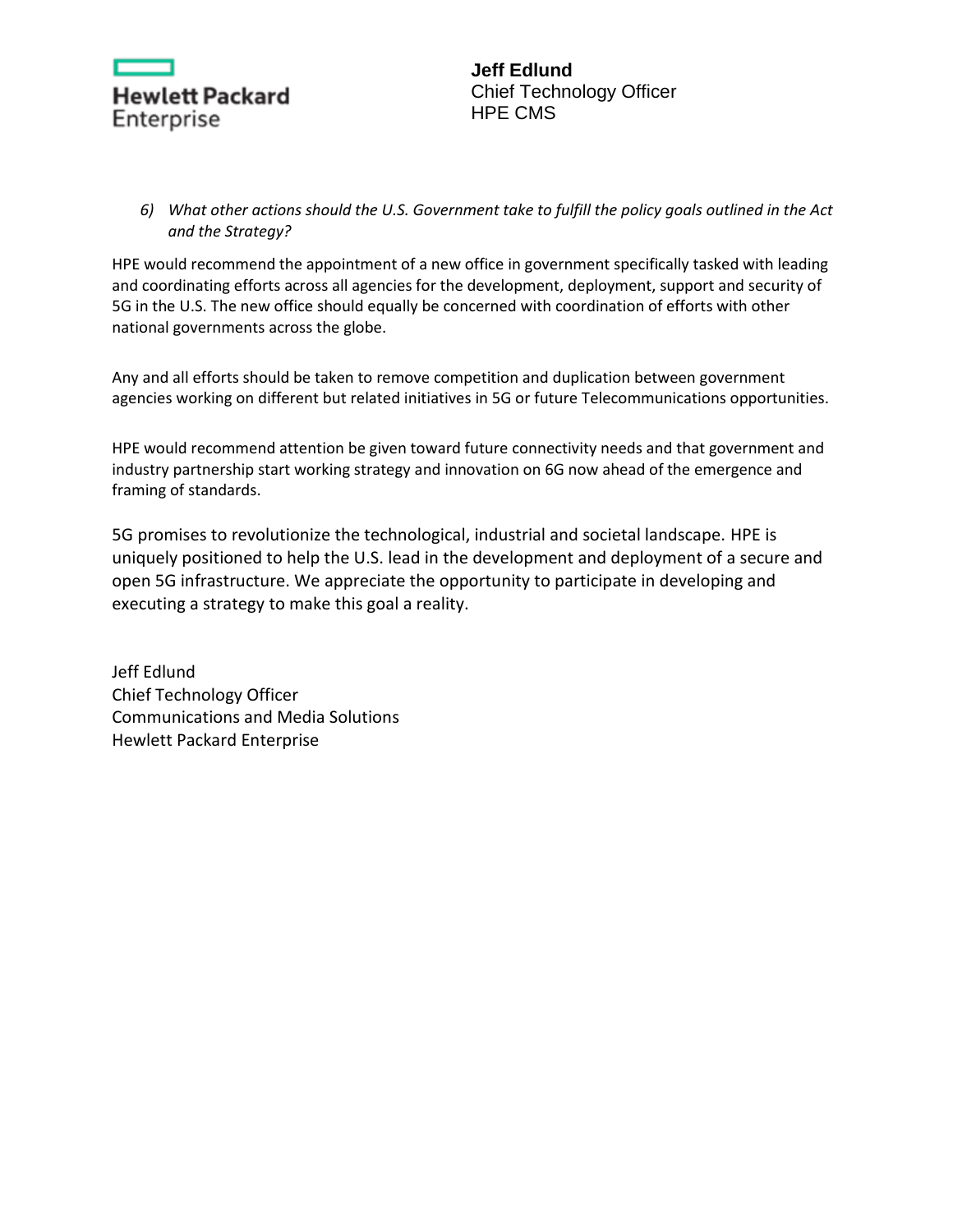6) *What other actions should the U.S. Government take to fulfill the policy goals outlined in the Act and the Strategy?*

HPE would recommend the appointment of a new office in government specifically tasked with leading and coordinating efforts across all agencies for the development, deployment, support and security of 5G in the U.S. The new office should equally be concerned with coordination of efforts with other national governments across the globe.

Any and all efforts should be taken to remove competition and duplication between government agencies working on different but related initiatives in 5G or future Telecommunications opportunities.

HPE would recommend attention be given toward future connectivity needs and that government and industry partnership start working strategy and innovation on 6G now ahead of the emergence and framing of standards.

5G promises to revolutionize the technological, industrial and societal landscape. HPE is uniquely positioned to help the U.S. lead in the development and deployment of a secure and open 5G infrastructure. We appreciate the opportunity to participate in developing and executing a strategy to make this goal a reality.

Jeff Edlund
Chief Technology Officer
Communications and Media Solutions
Hewlett Packard Enterprise